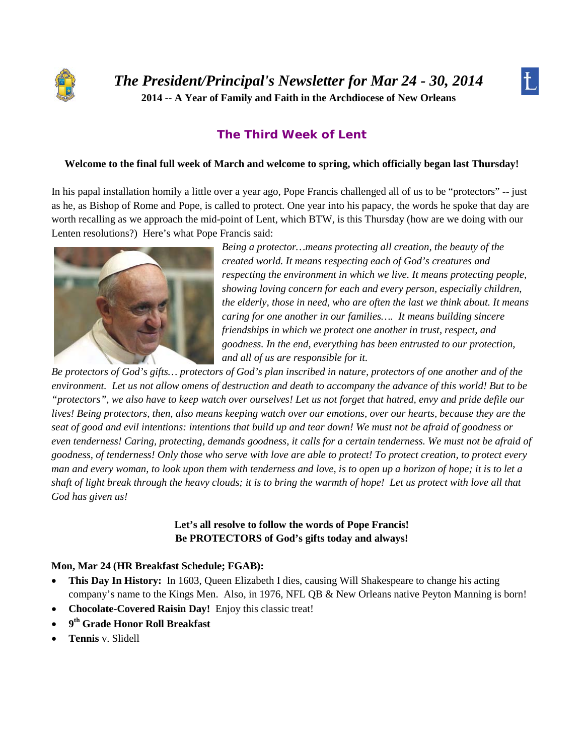# *The President/Principal's Newsletter for Mar 24 - 30, 2014*

**2014 -- A Year of Family and Faith in the Archdiocese of New Orleans**

## The Third Week of Lent

**Welcome to the final full week of March and welcome to spring, which officially began last Thursday!**

In his papal installation homily a little over a year ago, Pope Francis challenged all of us to be "protectors" -- just as he, as Bishop of Rome and Pope, is called to protect. One year into his papacy, the words he spoke that day are worth recalling as we approach the mid-point of Lent, which BTW, is this Thursday (how are we doing with our Lenten resolutions?) Here's what Pope Francis said:

*Being a protector…means protecting all creation, the beauty of the created world. It means respecting each of God's creatures and respecting the environment in which we live. It means protecting people, showing loving concern for each and every person, especially children, the elderly, those in need, who are often the last we think about. It means caring for one another in our families…. It means building sincere friendships in which we protect one another in trust, respect, and goodness. In the end, everything has been entrusted to our protection, and all of us are responsible for it. Be protectors of God's gifts… protectors of God's plan inscribed in nature, protectors of one another and of the environment. Let us not allow omens of destruction and death to accompany the advance of this world! But to be "protectors", we also have to keep watch over ourselves! Let us not forget that hatred, envy and pride defile our lives! Being protectors, then, also means keeping watch over our emotions, over our hearts, because they are the seat of good and evil intentions: intentions that build up and tear down! We must not be afraid of goodness or even tenderness! Caring, protecting, demands goodness, it calls for a certain tenderness. We must not be afraid of goodness, of tenderness! Only those who serve with love are able to protect! To protect creation, to protect every man and every woman, to look upon them with tenderness and love, is to open up a horizon of hope; it is to let a shaft of light break through the heavy clouds; it is to bring the warmth of hope! Let us protect with love all that God has given us!*

**Let's all resolve to follow the words of Pope Francis!**
**Be PROTECTORS of God's gifts today and always!**

**Mon, Mar 24 (HR Breakfast Schedule; FGAB):**

- **This Day In History:** In 1603, Queen Elizabeth I dies, causing Will Shakespeare to change his acting company's name to the Kings Men. Also, in 1976, NFL QB & New Orleans native Peyton Manning is born!
- **Chocolate-Covered Raisin Day!** Enjoy this classic treat!
- **9th Grade Honor Roll Breakfast**
- **Tennis** v. Slidell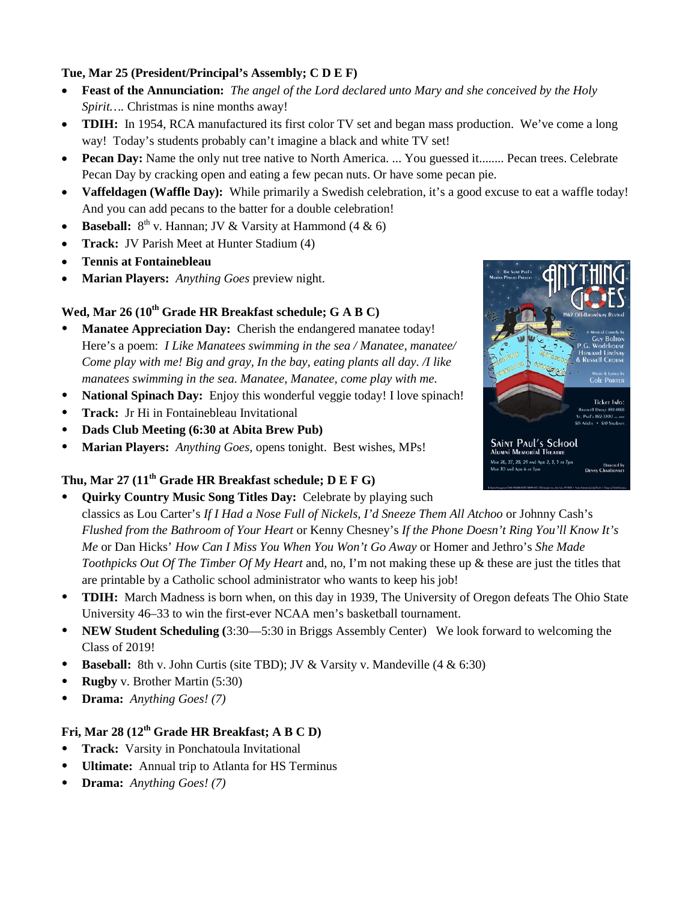**Tue, Mar 25 (President/Principal's Assembly; C D E F)**

- **Feast of the Annunciation:** *The angel of the Lord declared unto Mary and she conceived by the Holy Spirit….* Christmas is nine months away!
- **TDIH:** In 1954, RCA manufactured its first color TV set and began mass production. We've come a long way! Today's students probably can't imagine a black and white TV set!
- **Pecan Day:** Name the only nut tree native to North America. ... You guessed it........ Pecan trees. Celebrate Pecan Day by cracking open and eating a few pecan nuts. Or have some pecan pie.
- **Vaffeldagen (Waffle Day):** While primarily a Swedish celebration, it's a good excuse to eat a waffle today! And you can add pecans to the batter for a double celebration!
- **Baseball:** 8th v. Hannan; JV & Varsity at Hammond (4 & 6)
- **Track:** JV Parish Meet at Hunter Stadium (4)
- **Tennis at Fontainebleau**
- **Marian Players:** *Anything Goes* preview night.

**Wed, Mar 26 (10th Grade HR Breakfast schedule; G A B C)**

- **Manatee Appreciation Day:** Cherish the endangered manatee today! Here's a poem: *I Like Manatees swimming in the sea / Manatee, manatee/ Come play with me! Big and gray, In the bay, eating plants all day. /I like manatees swimming in the sea. Manatee, Manatee, come play with me.*
- **National Spinach Day:** Enjoy this wonderful veggie today! I love spinach!
- **Track:** Jr Hi in Fontainebleau Invitational
- **Dads Club Meeting (6:30 at Abita Brew Pub)**
- **Marian Players:** *Anything Goes,* opens tonight. Best wishes, MPs!

**Thu, Mar 27 (11th Grade HR Breakfast schedule; D E F G)**

- **Quirky Country Music Song Titles Day:** Celebrate by playing such classics as Lou Carter's *If I Had a Nose Full of Nickels, I'd Sneeze Them All Atchoo* or Johnny Cash's *Flushed from the Bathroom of Your Heart* or Kenny Chesney's *If the Phone Doesn't Ring You'll Know It's Me* or Dan Hicks' *How Can I Miss You When You Won't Go Away* or Homer and Jethro's *She Made Toothpicks Out Of The Timber Of My Heart* and, no, I'm not making these up & these are just the titles that are printable by a Catholic school administrator who wants to keep his job!
- **TDIH:** March Madness is born when, on this day in 1939, The University of Oregon defeats The Ohio State University 46–33 to win the first-ever NCAA men's basketball tournament.
- **NEW Student Scheduling (**3:30—5:30 in Briggs Assembly Center) We look forward to welcoming the Class of 2019!
- **Baseball:** 8th v. John Curtis (site TBD); JV & Varsity v. Mandeville (4 & 6:30)
- **Rugby** v. Brother Martin (5:30)
- **Drama:** *Anything Goes! (7)*

**Fri, Mar 28 (12th Grade HR Breakfast; A B C D)**

- **Track:** Varsity in Ponchatoula Invitational
- **Ultimate:** Annual trip to Atlanta for HS Terminus
- **Drama:** *Anything Goes! (7)*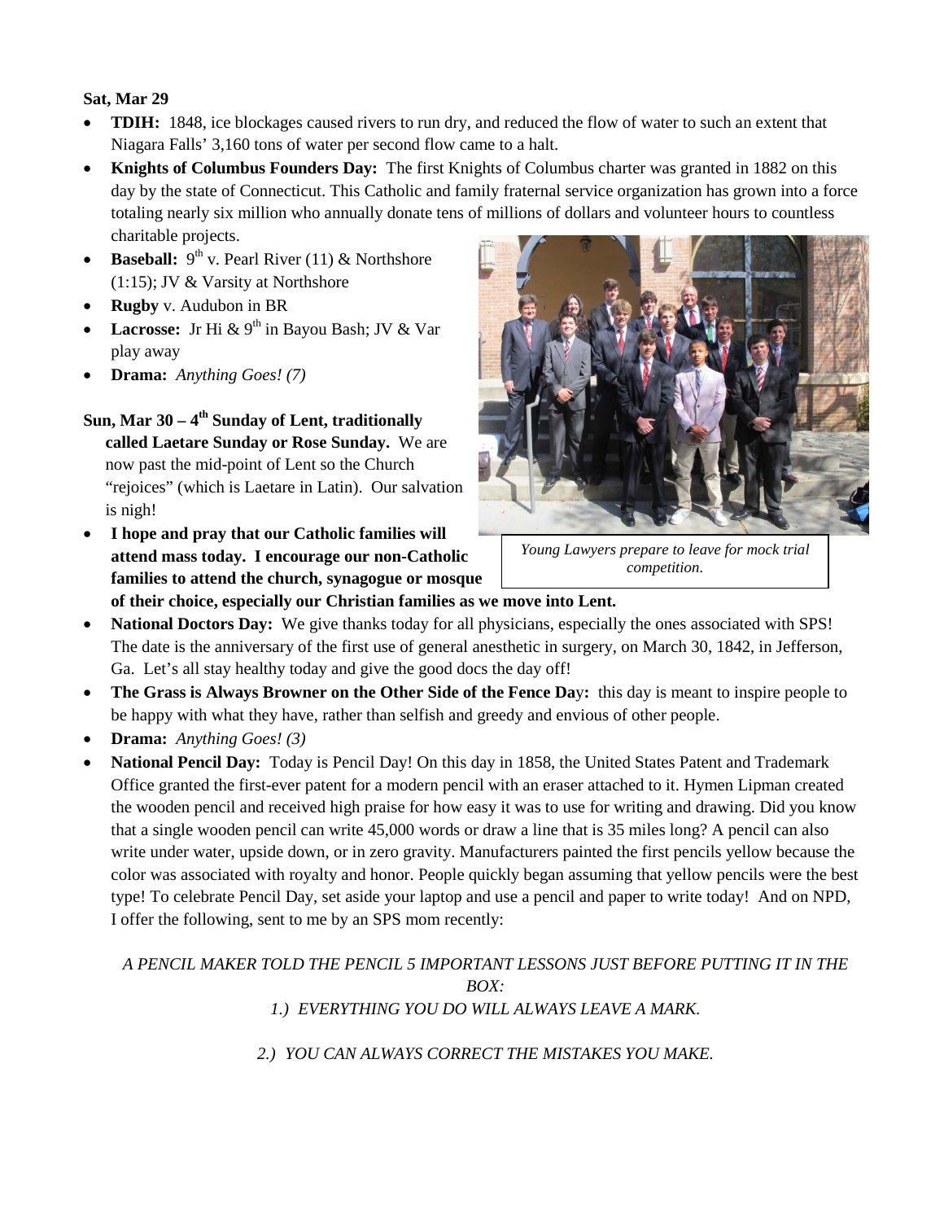**Sat, Mar 29**

- **TDIH:** 1848, ice blockages caused rivers to run dry, and reduced the flow of water to such an extent that Niagara Falls' 3,160 tons of water per second flow came to a halt.
- **Knights of Columbus Founders Day:** The first Knights of Columbus charter was granted in 1882 on this day by the state of Connecticut. This Catholic and family fraternal service organization has grown into a force totaling nearly six million who annually donate tens of millions of dollars and volunteer hours to countless charitable projects.
- **Baseball:** 9th v. Pearl River (11) & Northshore (1:15); JV & Varsity at Northshore
- **Rugby** v. Audubon in BR
- **Lacrosse:** Jr Hi & 9th in Bayou Bash; JV & Var play away
- **Drama:** *Anything Goes! (7)*

*Young Lawyers prepare to leave for mock trial competition.*

**Sun, Mar 30 – 4th Sunday of Lent, traditionally called Laetare Sunday or Rose Sunday.** We are now past the mid-point of Lent so the Church "rejoices" (which is Laetare in Latin). Our salvation is nigh!

- **I hope and pray that our Catholic families will attend mass today. I encourage our non-Catholic families to attend the church, synagogue or mosque of their choice, especially our Christian families as we move into Lent.**
- **National Doctors Day:** We give thanks today for all physicians, especially the ones associated with SPS! The date is the anniversary of the first use of general anesthetic in surgery, on March 30, 1842, in Jefferson, Ga. Let's all stay healthy today and give the good docs the day off!
- **The Grass is Always Browner on the Other Side of the Fence Day:** this day is meant to inspire people to be happy with what they have, rather than selfish and greedy and envious of other people.
- **Drama:** *Anything Goes! (3)*
- **National Pencil Day:** Today is Pencil Day! On this day in 1858, the United States Patent and Trademark Office granted the first-ever patent for a modern pencil with an eraser attached to it. Hymen Lipman created the wooden pencil and received high praise for how easy it was to use for writing and drawing. Did you know that a single wooden pencil can write 45,000 words or draw a line that is 35 miles long? A pencil can also write under water, upside down, or in zero gravity. Manufacturers painted the first pencils yellow because the color was associated with royalty and honor. People quickly began assuming that yellow pencils were the best type! To celebrate Pencil Day, set aside your laptop and use a pencil and paper to write today! And on NPD, I offer the following, sent to me by an SPS mom recently:

*A PENCIL MAKER TOLD THE PENCIL 5 IMPORTANT LESSONS JUST BEFORE PUTTING IT IN THE BOX:*

*1.) EVERYTHING YOU DO WILL ALWAYS LEAVE A MARK.*

*2.) YOU CAN ALWAYS CORRECT THE MISTAKES YOU MAKE.*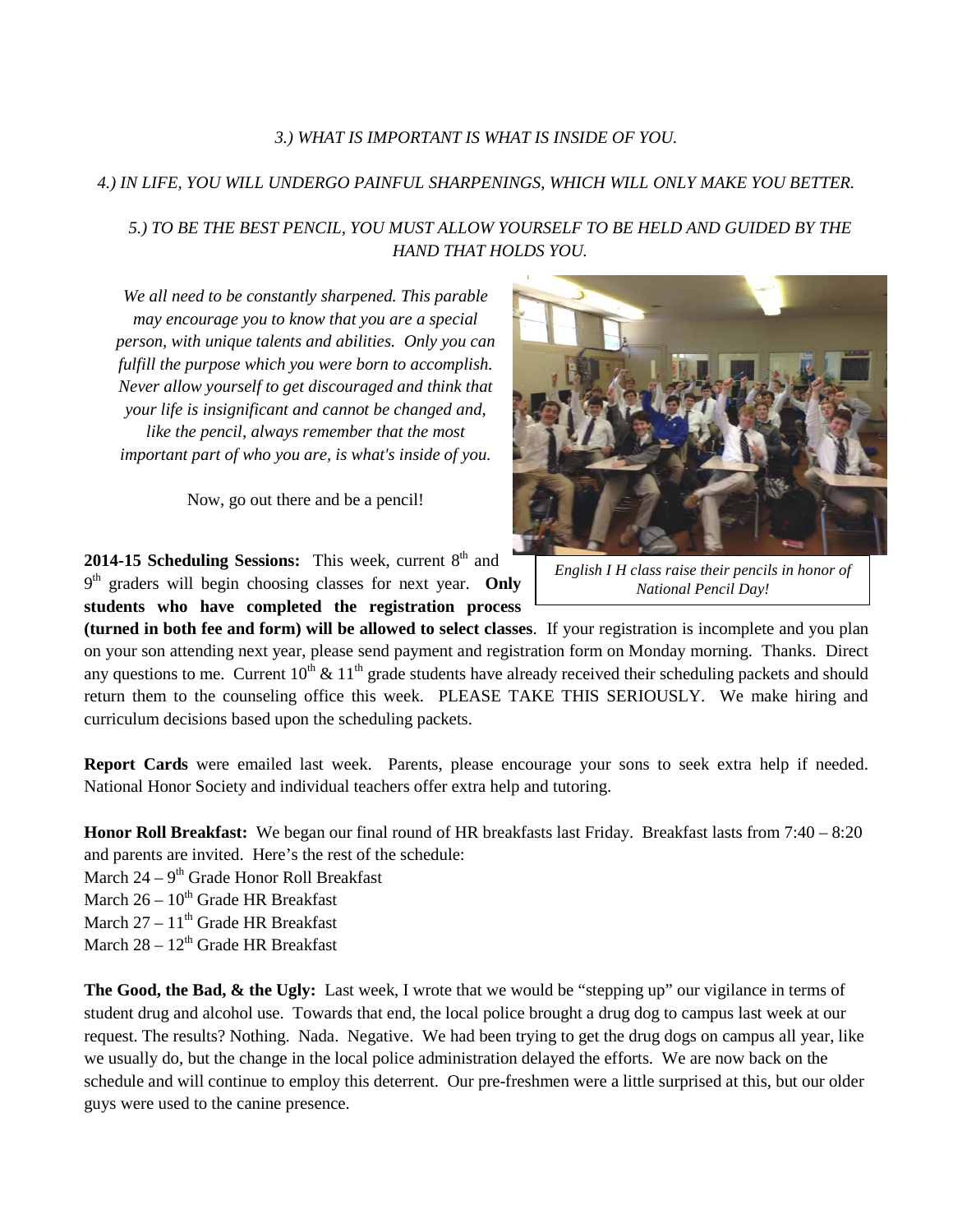*3.) WHAT IS IMPORTANT IS WHAT IS INSIDE OF YOU.*

*4.) IN LIFE, YOU WILL UNDERGO PAINFUL SHARPENINGS, WHICH WILL ONLY MAKE YOU BETTER.*

*5.) TO BE THE BEST PENCIL, YOU MUST ALLOW YOURSELF TO BE HELD AND GUIDED BY THE HAND THAT HOLDS YOU.*

*We all need to be constantly sharpened. This parable may encourage you to know that you are a special person, with unique talents and abilities. Only you can fulfill the purpose which you were born to accomplish. Never allow yourself to get discouraged and think that your life is insignificant and cannot be changed and, like the pencil, always remember that the most important part of who you are, is what's inside of you.*

Now, go out there and be a pencil!

*English I H class raise their pencils in honor of National Pencil Day!*

**2014-15 Scheduling Sessions:** This week, current 8th and 9th graders will begin choosing classes for next year. **Only students who have completed the registration process (turned in both fee and form) will be allowed to select classes**. If your registration is incomplete and you plan on your son attending next year, please send payment and registration form on Monday morning. Thanks. Direct any questions to me. Current 10th & 11th grade students have already received their scheduling packets and should return them to the counseling office this week. PLEASE TAKE THIS SERIOUSLY. We make hiring and curriculum decisions based upon the scheduling packets.

**Report Cards** were emailed last week. Parents, please encourage your sons to seek extra help if needed. National Honor Society and individual teachers offer extra help and tutoring.

**Honor Roll Breakfast:** We began our final round of HR breakfasts last Friday. Breakfast lasts from 7:40 – 8:20 and parents are invited. Here's the rest of the schedule:
March 24 – 9th Grade Honor Roll Breakfast
March 26 – 10th Grade HR Breakfast
March 27 – 11th Grade HR Breakfast
March 28 – 12th Grade HR Breakfast

**The Good, the Bad, & the Ugly:** Last week, I wrote that we would be "stepping up" our vigilance in terms of student drug and alcohol use. Towards that end, the local police brought a drug dog to campus last week at our request. The results? Nothing. Nada. Negative. We had been trying to get the drug dogs on campus all year, like we usually do, but the change in the local police administration delayed the efforts. We are now back on the schedule and will continue to employ this deterrent. Our pre-freshmen were a little surprised at this, but our older guys were used to the canine presence.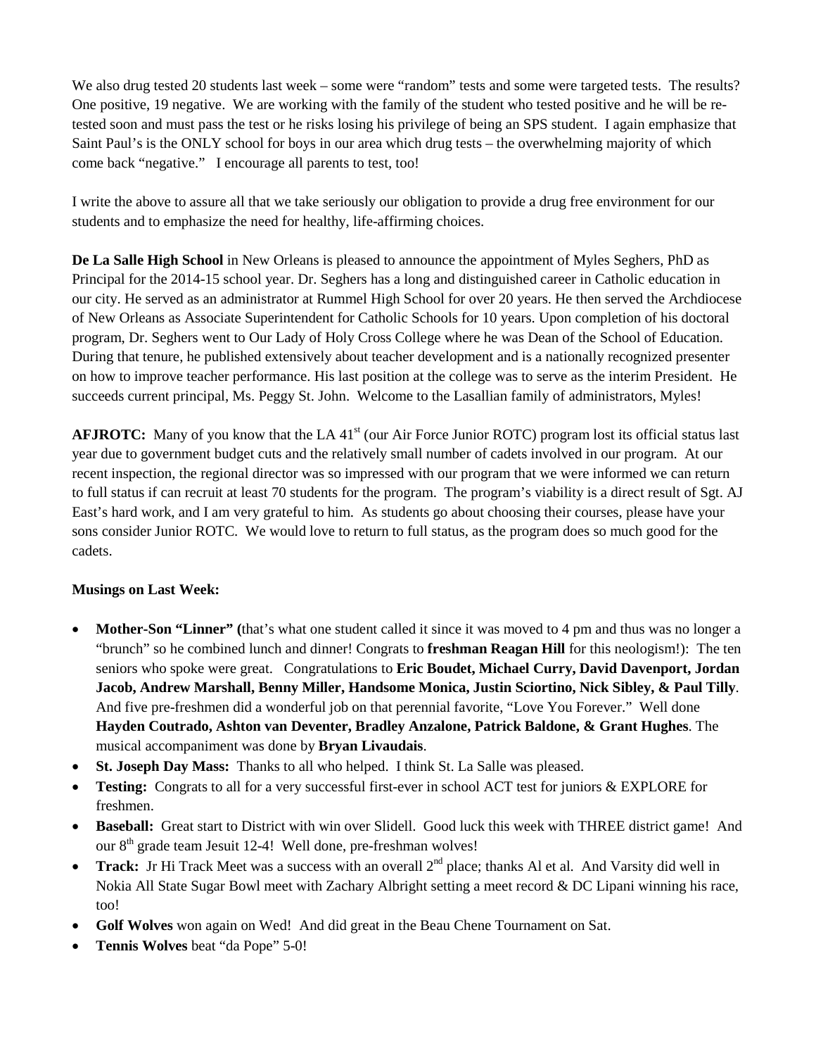We also drug tested 20 students last week – some were "random" tests and some were targeted tests. The results? One positive, 19 negative. We are working with the family of the student who tested positive and he will be re-tested soon and must pass the test or he risks losing his privilege of being an SPS student. I again emphasize that Saint Paul's is the ONLY school for boys in our area which drug tests – the overwhelming majority of which come back "negative." I encourage all parents to test, too!

I write the above to assure all that we take seriously our obligation to provide a drug free environment for our students and to emphasize the need for healthy, life-affirming choices.

**De La Salle High School** in New Orleans is pleased to announce the appointment of Myles Seghers, PhD as Principal for the 2014-15 school year. Dr. Seghers has a long and distinguished career in Catholic education in our city. He served as an administrator at Rummel High School for over 20 years. He then served the Archdiocese of New Orleans as Associate Superintendent for Catholic Schools for 10 years. Upon completion of his doctoral program, Dr. Seghers went to Our Lady of Holy Cross College where he was Dean of the School of Education. During that tenure, he published extensively about teacher development and is a nationally recognized presenter on how to improve teacher performance. His last position at the college was to serve as the interim President. He succeeds current principal, Ms. Peggy St. John. Welcome to the Lasallian family of administrators, Myles!

**AFJROTC:** Many of you know that the LA 41st (our Air Force Junior ROTC) program lost its official status last year due to government budget cuts and the relatively small number of cadets involved in our program. At our recent inspection, the regional director was so impressed with our program that we were informed we can return to full status if can recruit at least 70 students for the program. The program's viability is a direct result of Sgt. AJ East's hard work, and I am very grateful to him. As students go about choosing their courses, please have your sons consider Junior ROTC. We would love to return to full status, as the program does so much good for the cadets.

**Musings on Last Week:**

- **Mother-Son "Linner" (**that's what one student called it since it was moved to 4 pm and thus was no longer a "brunch" so he combined lunch and dinner! Congrats to **freshman Reagan Hill** for this neologism!): The ten seniors who spoke were great. Congratulations to **Eric Boudet, Michael Curry, David Davenport, Jordan Jacob, Andrew Marshall, Benny Miller, Handsome Monica, Justin Sciortino, Nick Sibley, & Paul Tilly**. And five pre-freshmen did a wonderful job on that perennial favorite, "Love You Forever." Well done **Hayden Coutrado, Ashton van Deventer, Bradley Anzalone, Patrick Baldone, & Grant Hughes**. The musical accompaniment was done by **Bryan Livaudais**.
- **St. Joseph Day Mass:** Thanks to all who helped. I think St. La Salle was pleased.
- **Testing:** Congrats to all for a very successful first-ever in school ACT test for juniors & EXPLORE for freshmen.
- **Baseball:** Great start to District with win over Slidell. Good luck this week with THREE district game! And our 8th grade team Jesuit 12-4! Well done, pre-freshman wolves!
- **Track:** Jr Hi Track Meet was a success with an overall 2nd place; thanks Al et al. And Varsity did well in Nokia All State Sugar Bowl meet with Zachary Albright setting a meet record & DC Lipani winning his race, too!
- **Golf Wolves** won again on Wed! And did great in the Beau Chene Tournament on Sat.
- **Tennis Wolves** beat "da Pope" 5-0!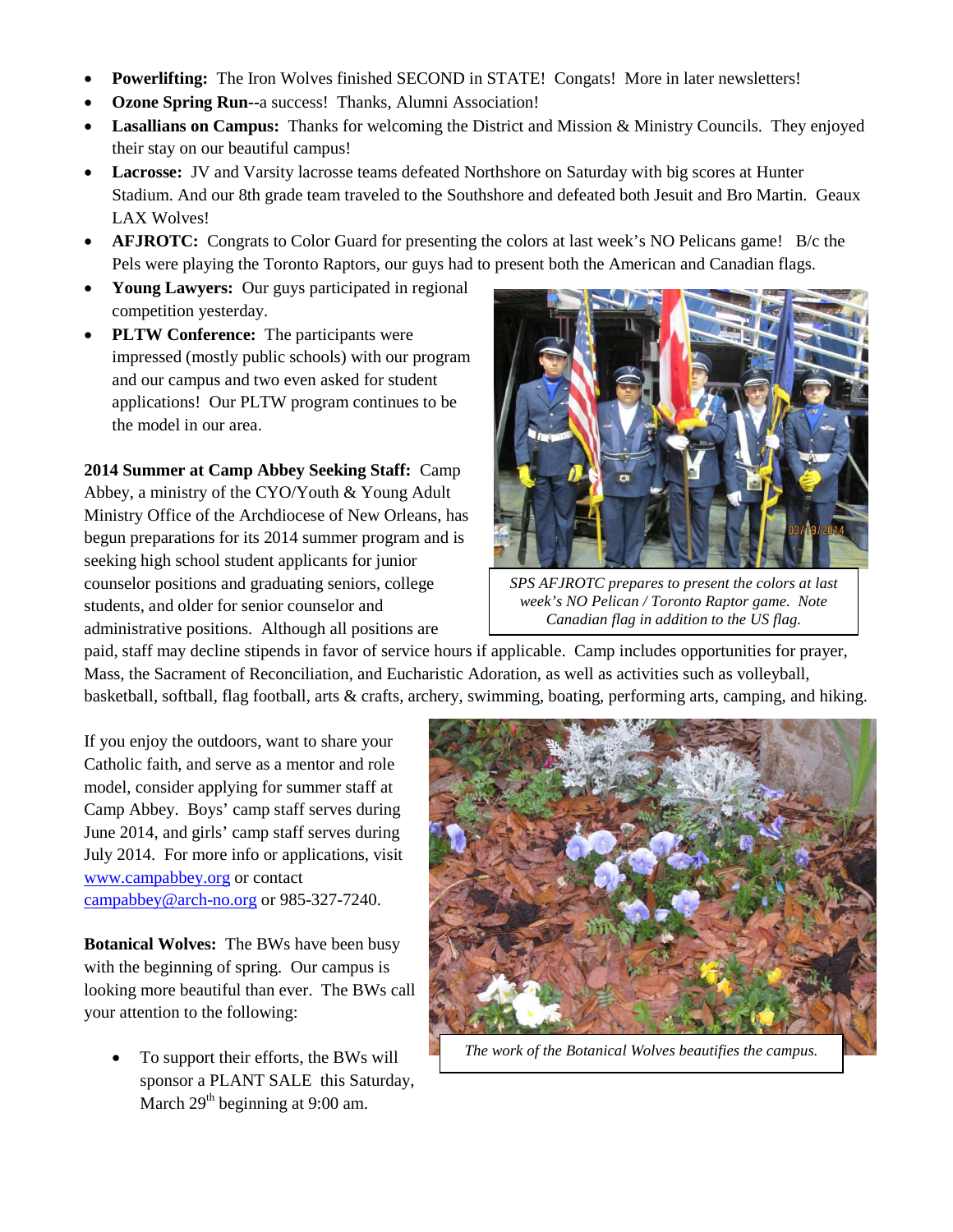- **Powerlifting:** The Iron Wolves finished SECOND in STATE! Congats! More in later newsletters!
- **Ozone Spring Run--**a success! Thanks, Alumni Association!
- **Lasallians on Campus:** Thanks for welcoming the District and Mission & Ministry Councils. They enjoyed their stay on our beautiful campus!
- **Lacrosse:** JV and Varsity lacrosse teams defeated Northshore on Saturday with big scores at Hunter Stadium. And our 8th grade team traveled to the Southshore and defeated both Jesuit and Bro Martin. Geaux LAX Wolves!
- **AFJROTC:** Congrats to Color Guard for presenting the colors at last week's NO Pelicans game! B/c the Pels were playing the Toronto Raptors, our guys had to present both the American and Canadian flags.
- **Young Lawyers:** Our guys participated in regional competition yesterday.
- **PLTW Conference:** The participants were impressed (mostly public schools) with our program and our campus and two even asked for student applications! Our PLTW program continues to be the model in our area.

*SPS AFJROTC prepares to present the colors at last week's NO Pelican / Toronto Raptor game. Note Canadian flag in addition to the US flag.*

**2014 Summer at Camp Abbey Seeking Staff:** Camp Abbey, a ministry of the CYO/Youth & Young Adult Ministry Office of the Archdiocese of New Orleans, has begun preparations for its 2014 summer program and is seeking high school student applicants for junior counselor positions and graduating seniors, college students, and older for senior counselor and administrative positions. Although all positions are paid, staff may decline stipends in favor of service hours if applicable. Camp includes opportunities for prayer, Mass, the Sacrament of Reconciliation, and Eucharistic Adoration, as well as activities such as volleyball, basketball, softball, flag football, arts & crafts, archery, swimming, boating, performing arts, camping, and hiking.

If you enjoy the outdoors, want to share your Catholic faith, and serve as a mentor and role model, consider applying for summer staff at Camp Abbey. Boys' camp staff serves during June 2014, and girls' camp staff serves during July 2014. For more info or applications, visit www.campabbey.org or contact campabbey@arch-no.org or 985-327-7240.

**Botanical Wolves:** The BWs have been busy with the beginning of spring. Our campus is looking more beautiful than ever. The BWs call your attention to the following:

- To support their efforts, the BWs will sponsor a PLANT SALE this Saturday, March 29th beginning at 9:00 am.

*The work of the Botanical Wolves beautifies the campus.*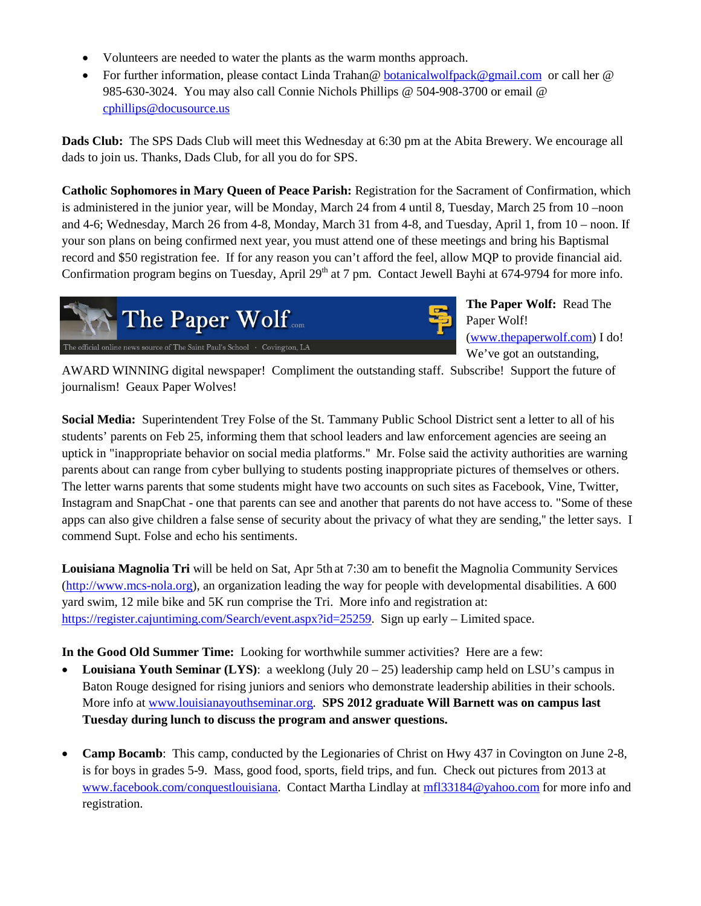- Volunteers are needed to water the plants as the warm months approach.
- For further information, please contact Linda Trahan@ botanicalwolfpack@gmail.com or call her @ 985-630-3024. You may also call Connie Nichols Phillips @ 504-908-3700 or email @ cphillips@docusource.us

**Dads Club:** The SPS Dads Club will meet this Wednesday at 6:30 pm at the Abita Brewery. We encourage all dads to join us. Thanks, Dads Club, for all you do for SPS.

**Catholic Sophomores in Mary Queen of Peace Parish:** Registration for the Sacrament of Confirmation, which is administered in the junior year, will be Monday, March 24 from 4 until 8, Tuesday, March 25 from 10 –noon and 4-6; Wednesday, March 26 from 4-8, Monday, March 31 from 4-8, and Tuesday, April 1, from 10 – noon. If your son plans on being confirmed next year, you must attend one of these meetings and bring his Baptismal record and $50 registration fee. If for any reason you can't afford the feel, allow MQP to provide financial aid. Confirmation program begins on Tuesday, April 29th at 7 pm. Contact Jewell Bayhi at 674-9794 for more info.

The Paper Wolf.com
The official online news source of The Saint Paul's School · Covington, LA

**The Paper Wolf:** Read The Paper Wolf! (www.thepaperwolf.com) I do! We've got an outstanding, AWARD WINNING digital newspaper! Compliment the outstanding staff. Subscribe! Support the future of journalism! Geaux Paper Wolves!

**Social Media:** Superintendent Trey Folse of the St. Tammany Public School District sent a letter to all of his students' parents on Feb 25, informing them that school leaders and law enforcement agencies are seeing an uptick in "inappropriate behavior on social media platforms." Mr. Folse said the activity authorities are warning parents about can range from cyber bullying to students posting inappropriate pictures of themselves or others. The letter warns parents that some students might have two accounts on such sites as Facebook, Vine, Twitter, Instagram and SnapChat - one that parents can see and another that parents do not have access to. "Some of these apps can also give children a false sense of security about the privacy of what they are sending," the letter says. I commend Supt. Folse and echo his sentiments.

**Louisiana Magnolia Tri** will be held on Sat, Apr 5th at 7:30 am to benefit the Magnolia Community Services (http://www.mcs-nola.org), an organization leading the way for people with developmental disabilities. A 600 yard swim, 12 mile bike and 5K run comprise the Tri. More info and registration at: https://register.cajuntiming.com/Search/event.aspx?id=25259. Sign up early – Limited space.

**In the Good Old Summer Time:** Looking for worthwhile summer activities? Here are a few:

- **Louisiana Youth Seminar (LYS)**: a weeklong (July 20 – 25) leadership camp held on LSU's campus in Baton Rouge designed for rising juniors and seniors who demonstrate leadership abilities in their schools. More info at www.louisianayouthseminar.org. **SPS 2012 graduate Will Barnett was on campus last Tuesday during lunch to discuss the program and answer questions.**

- **Camp Bocamb**: This camp, conducted by the Legionaries of Christ on Hwy 437 in Covington on June 2-8, is for boys in grades 5-9. Mass, good food, sports, field trips, and fun. Check out pictures from 2013 at www.facebook.com/conquestlouisiana. Contact Martha Lindlay at mfl33184@yahoo.com for more info and registration.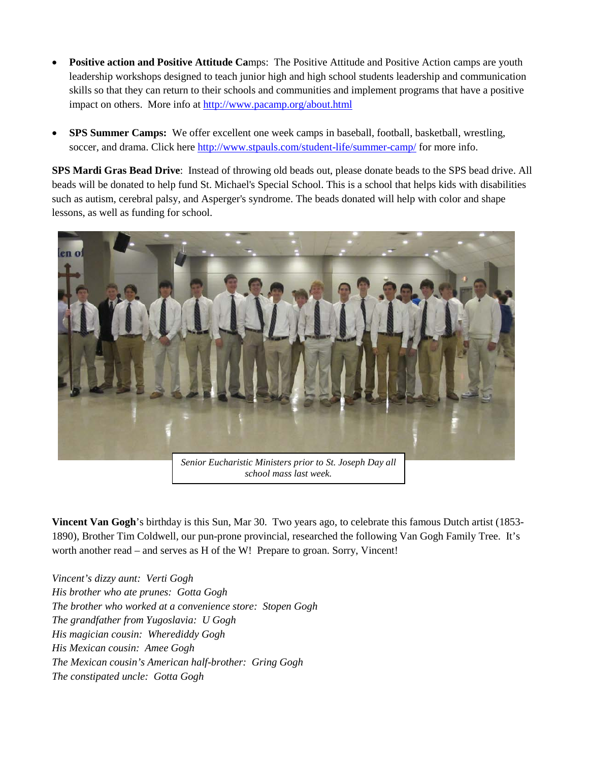- **Positive action and Positive Attitude Ca**mps: The Positive Attitude and Positive Action camps are youth leadership workshops designed to teach junior high and high school students leadership and communication skills so that they can return to their schools and communities and implement programs that have a positive impact on others. More info at http://www.pacamp.org/about.html

- **SPS Summer Camps:** We offer excellent one week camps in baseball, football, basketball, wrestling, soccer, and drama. Click here http://www.stpauls.com/student-life/summer-camp/ for more info.

**SPS Mardi Gras Bead Drive**: Instead of throwing old beads out, please donate beads to the SPS bead drive. All beads will be donated to help fund St. Michael's Special School. This is a school that helps kids with disabilities such as autism, cerebral palsy, and Asperger's syndrome. The beads donated will help with color and shape lessons, as well as funding for school.

*Senior Eucharistic Ministers prior to St. Joseph Day all school mass last week.*

**Vincent Van Gogh**'s birthday is this Sun, Mar 30. Two years ago, to celebrate this famous Dutch artist (1853-1890), Brother Tim Coldwell, our pun-prone provincial, researched the following Van Gogh Family Tree. It's worth another read – and serves as H of the W! Prepare to groan. Sorry, Vincent!

*Vincent's dizzy aunt: Verti Gogh*
*His brother who ate prunes: Gotta Gogh*
*The brother who worked at a convenience store: Stopen Gogh*
*The grandfather from Yugoslavia: U Gogh*
*His magician cousin: Wherediddy Gogh*
*His Mexican cousin: Amee Gogh*
*The Mexican cousin's American half-brother: Gring Gogh*
*The constipated uncle: Gotta Gogh*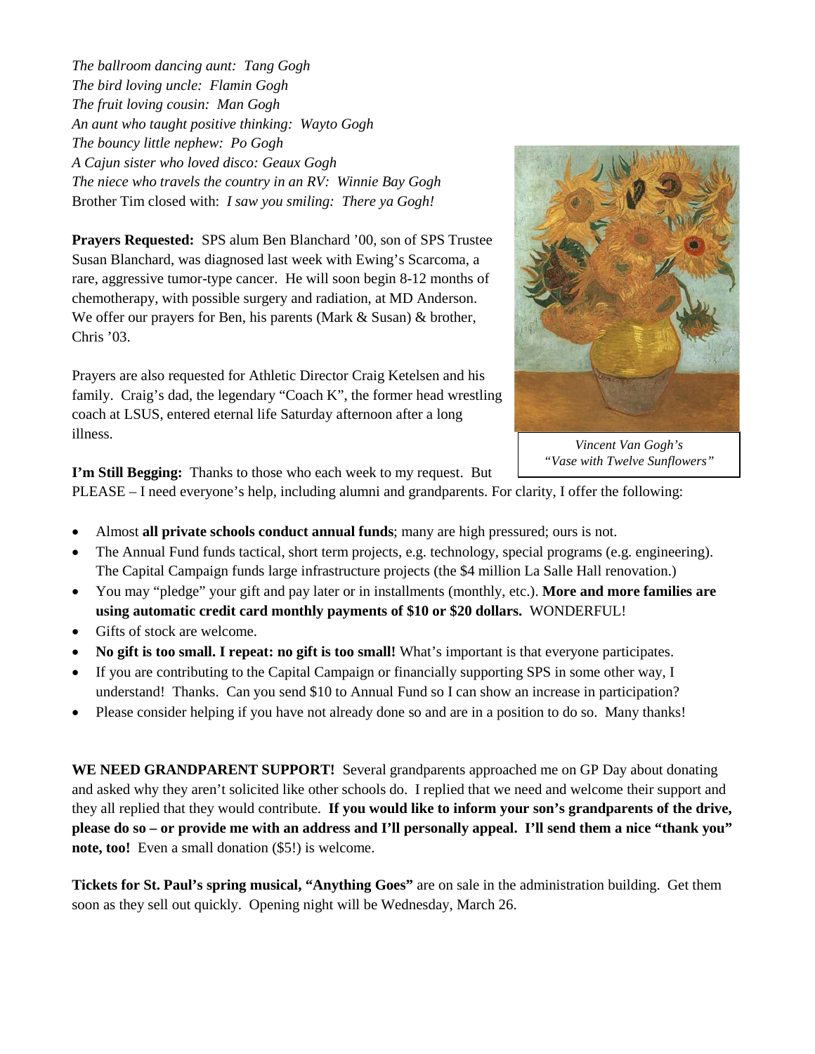*The ballroom dancing aunt: Tang Gogh*
*The bird loving uncle: Flamin Gogh*
*The fruit loving cousin: Man Gogh*
*An aunt who taught positive thinking: Wayto Gogh*
*The bouncy little nephew: Po Gogh*
*A Cajun sister who loved disco: Geaux Gogh*
*The niece who travels the country in an RV: Winnie Bay Gogh*
Brother Tim closed with: *I saw you smiling: There ya Gogh!*

*Vincent Van Gogh's "Vase with Twelve Sunflowers"*

**Prayers Requested:** SPS alum Ben Blanchard '00, son of SPS Trustee Susan Blanchard, was diagnosed last week with Ewing's Scarcoma, a rare, aggressive tumor-type cancer. He will soon begin 8-12 months of chemotherapy, with possible surgery and radiation, at MD Anderson. We offer our prayers for Ben, his parents (Mark & Susan) & brother, Chris '03.

Prayers are also requested for Athletic Director Craig Ketelsen and his family. Craig's dad, the legendary "Coach K", the former head wrestling coach at LSUS, entered eternal life Saturday afternoon after a long illness.

**I'm Still Begging:** Thanks to those who each week to my request. But PLEASE – I need everyone's help, including alumni and grandparents. For clarity, I offer the following:

- Almost **all private schools conduct annual funds**; many are high pressured; ours is not.
- The Annual Fund funds tactical, short term projects, e.g. technology, special programs (e.g. engineering). The Capital Campaign funds large infrastructure projects (the $4 million La Salle Hall renovation.)
- You may "pledge" your gift and pay later or in installments (monthly, etc.). **More and more families are using automatic credit card monthly payments of $10 or $20 dollars.** WONDERFUL!
- Gifts of stock are welcome.
- **No gift is too small. I repeat: no gift is too small!** What's important is that everyone participates.
- If you are contributing to the Capital Campaign or financially supporting SPS in some other way, I understand! Thanks. Can you send $10 to Annual Fund so I can show an increase in participation?
- Please consider helping if you have not already done so and are in a position to do so. Many thanks!

**WE NEED GRANDPARENT SUPPORT!** Several grandparents approached me on GP Day about donating and asked why they aren't solicited like other schools do. I replied that we need and welcome their support and they all replied that they would contribute. **If you would like to inform your son's grandparents of the drive, please do so – or provide me with an address and I'll personally appeal. I'll send them a nice "thank you" note, too!** Even a small donation ($5!) is welcome.

**Tickets for St. Paul's spring musical, "Anything Goes"** are on sale in the administration building. Get them soon as they sell out quickly. Opening night will be Wednesday, March 26.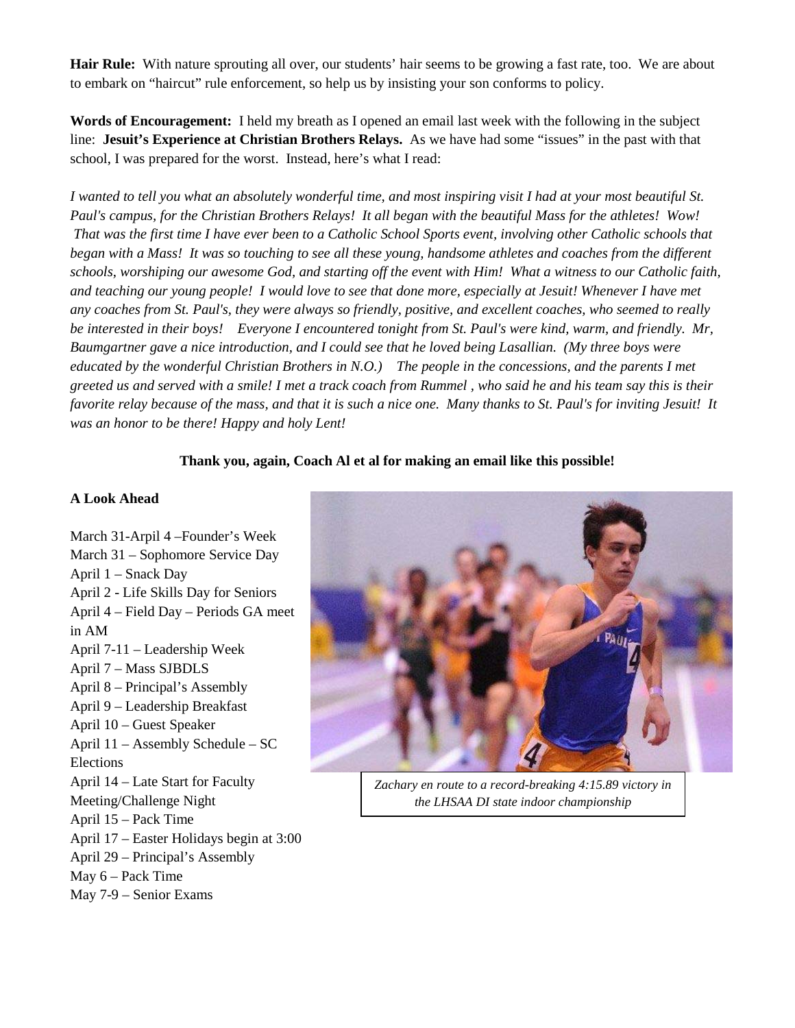**Hair Rule:** With nature sprouting all over, our students' hair seems to be growing a fast rate, too. We are about to embark on "haircut" rule enforcement, so help us by insisting your son conforms to policy.

**Words of Encouragement:** I held my breath as I opened an email last week with the following in the subject line: **Jesuit's Experience at Christian Brothers Relays.** As we have had some "issues" in the past with that school, I was prepared for the worst. Instead, here's what I read:

*I wanted to tell you what an absolutely wonderful time, and most inspiring visit I had at your most beautiful St. Paul's campus, for the Christian Brothers Relays! It all began with the beautiful Mass for the athletes! Wow! That was the first time I have ever been to a Catholic School Sports event, involving other Catholic schools that began with a Mass! It was so touching to see all these young, handsome athletes and coaches from the different schools, worshiping our awesome God, and starting off the event with Him! What a witness to our Catholic faith, and teaching our young people! I would love to see that done more, especially at Jesuit! Whenever I have met any coaches from St. Paul's, they were always so friendly, positive, and excellent coaches, who seemed to really be interested in their boys! Everyone I encountered tonight from St. Paul's were kind, warm, and friendly. Mr, Baumgartner gave a nice introduction, and I could see that he loved being Lasallian. (My three boys were educated by the wonderful Christian Brothers in N.O.) The people in the concessions, and the parents I met greeted us and served with a smile! I met a track coach from Rummel , who said he and his team say this is their favorite relay because of the mass, and that it is such a nice one. Many thanks to St. Paul's for inviting Jesuit! It was an honor to be there! Happy and holy Lent!*

**Thank you, again, Coach Al et al for making an email like this possible!**

**A Look Ahead**

March 31-Arpil 4 –Founder's Week
March 31 – Sophomore Service Day
April 1 – Snack Day
April 2 - Life Skills Day for Seniors
April 4 – Field Day – Periods GA meet in AM
April 7-11 – Leadership Week
April 7 – Mass SJBDLS
April 8 – Principal's Assembly
April 9 – Leadership Breakfast
April 10 – Guest Speaker
April 11 – Assembly Schedule – SC Elections
April 14 – Late Start for Faculty Meeting/Challenge Night
April 15 – Pack Time
April 17 – Easter Holidays begin at 3:00
April 29 – Principal's Assembly
May 6 – Pack Time
May 7-9 – Senior Exams

*Zachary en route to a record-breaking 4:15.89 victory in the LHSAA DI state indoor championship*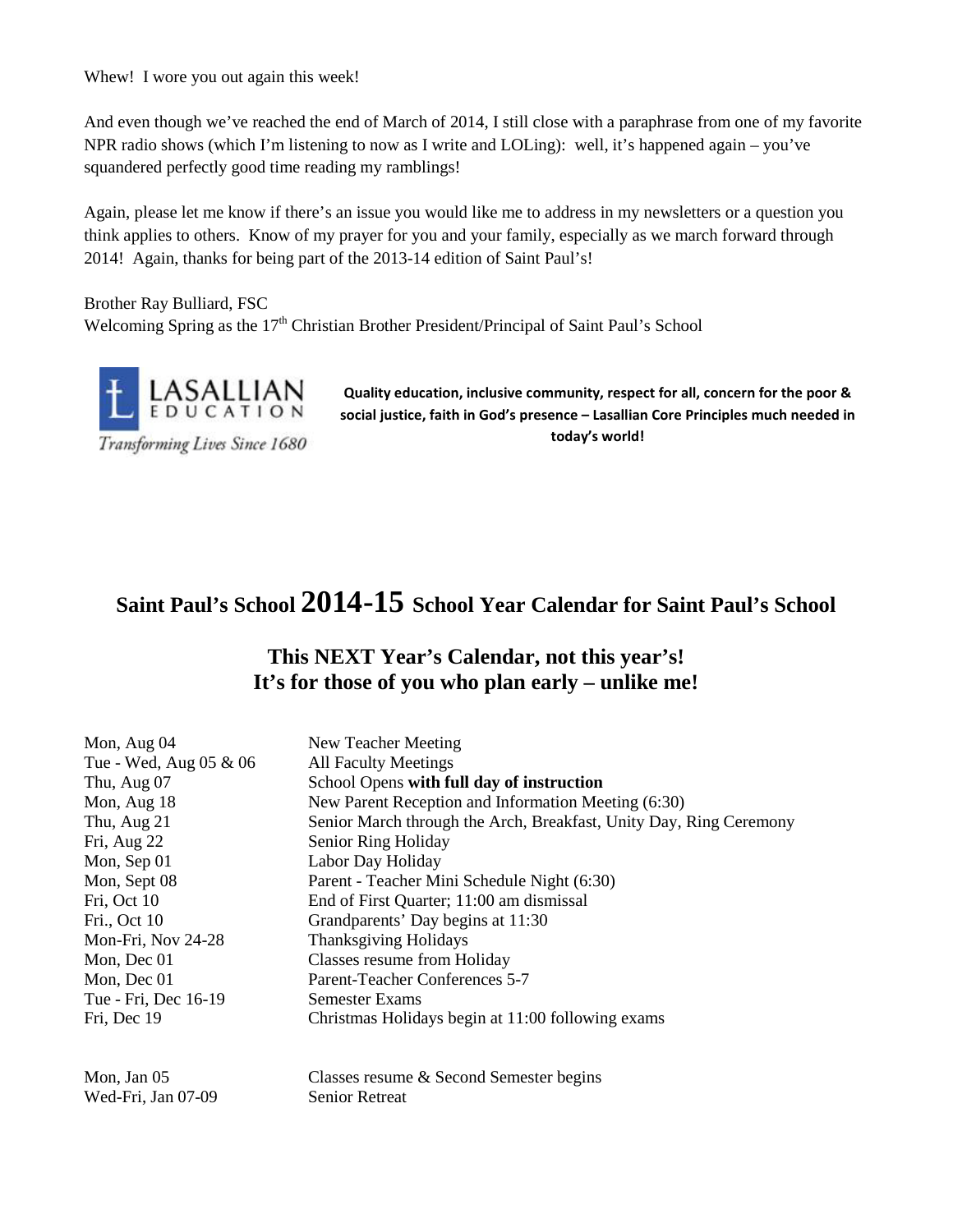Whew! I wore you out again this week!

And even though we've reached the end of March of 2014, I still close with a paraphrase from one of my favorite NPR radio shows (which I'm listening to now as I write and LOLing): well, it's happened again – you've squandered perfectly good time reading my ramblings!

Again, please let me know if there's an issue you would like me to address in my newsletters or a question you think applies to others. Know of my prayer for you and your family, especially as we march forward through 2014! Again, thanks for being part of the 2013-14 edition of Saint Paul's!

Brother Ray Bulliard, FSC
Welcoming Spring as the 17th Christian Brother President/Principal of Saint Paul's School

LASALLIAN EDUCATION
*Transforming Lives Since 1680*

**Quality education, inclusive community, respect for all, concern for the poor & social justice, faith in God's presence – Lasallian Core Principles much needed in today's world!**

## Saint Paul's School 2014-15 School Year Calendar for Saint Paul's School

### This NEXT Year's Calendar, not this year's! It's for those of you who plan early – unlike me!

| | |
|---|---|
| Mon, Aug 04 | New Teacher Meeting |
| Tue - Wed, Aug 05 & 06 | All Faculty Meetings |
| Thu, Aug 07 | School Opens **with full day of instruction** |
| Mon, Aug 18 | New Parent Reception and Information Meeting (6:30) |
| Thu, Aug 21 | Senior March through the Arch, Breakfast, Unity Day, Ring Ceremony |
| Fri, Aug 22 | Senior Ring Holiday |
| Mon, Sep 01 | Labor Day Holiday |
| Mon, Sept 08 | Parent - Teacher Mini Schedule Night (6:30) |
| Fri, Oct 10 | End of First Quarter; 11:00 am dismissal |
| Fri., Oct 10 | Grandparents' Day begins at 11:30 |
| Mon-Fri, Nov 24-28 | Thanksgiving Holidays |
| Mon, Dec 01 | Classes resume from Holiday |
| Mon, Dec 01 | Parent-Teacher Conferences 5-7 |
| Tue - Fri, Dec 16-19 | Semester Exams |
| Fri, Dec 19 | Christmas Holidays begin at 11:00 following exams |
| | |
| Mon, Jan 05 | Classes resume & Second Semester begins |
| Wed-Fri, Jan 07-09 | Senior Retreat |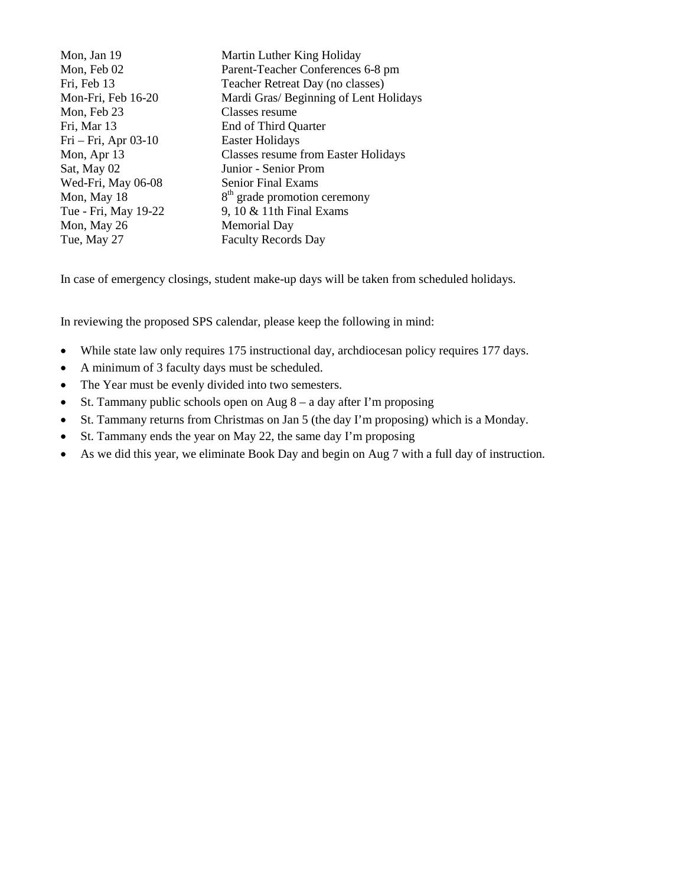| | |
|---|---|
| Mon, Jan 19 | Martin Luther King Holiday |
| Mon, Feb 02 | Parent-Teacher Conferences 6-8 pm |
| Fri, Feb 13 | Teacher Retreat Day (no classes) |
| Mon-Fri, Feb 16-20 | Mardi Gras/ Beginning of Lent Holidays |
| Mon, Feb 23 | Classes resume |
| Fri, Mar 13 | End of Third Quarter |
| Fri – Fri, Apr 03-10 | Easter Holidays |
| Mon, Apr 13 | Classes resume from Easter Holidays |
| Sat, May 02 | Junior - Senior Prom |
| Wed-Fri, May 06-08 | Senior Final Exams |
| Mon, May 18 | 8th grade promotion ceremony |
| Tue - Fri, May 19-22 | 9, 10 & 11th Final Exams |
| Mon, May 26 | Memorial Day |
| Tue, May 27 | Faculty Records Day |

In case of emergency closings, student make-up days will be taken from scheduled holidays.

In reviewing the proposed SPS calendar, please keep the following in mind:

- While state law only requires 175 instructional day, archdiocesan policy requires 177 days.
- A minimum of 3 faculty days must be scheduled.
- The Year must be evenly divided into two semesters.
- St. Tammany public schools open on Aug 8 – a day after I'm proposing
- St. Tammany returns from Christmas on Jan 5 (the day I'm proposing) which is a Monday.
- St. Tammany ends the year on May 22, the same day I'm proposing
- As we did this year, we eliminate Book Day and begin on Aug 7 with a full day of instruction.